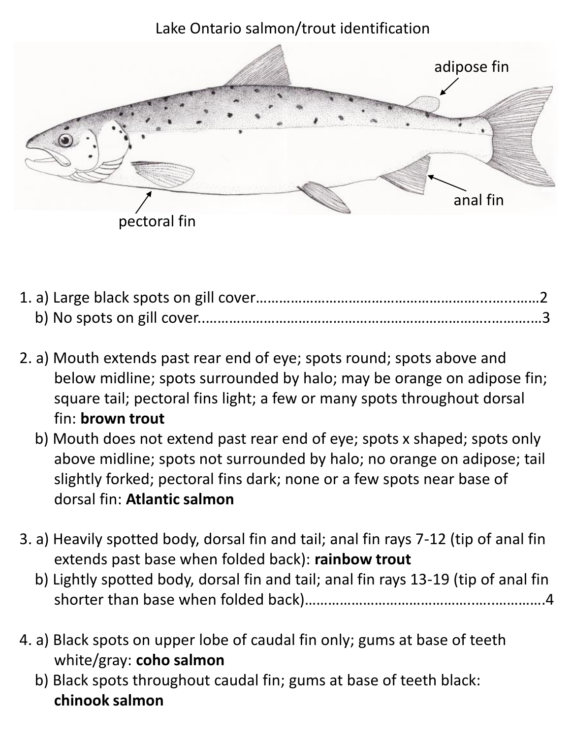# Lake Ontario salmon/trout identification

adipose fin

anal fin

pectoral fin

1. a) Large black spots on gill cover……………………………………………………………2
   b) No spots on gill cover……………………………………………………………………3

2. a) Mouth extends past rear end of eye; spots round; spots above and below midline; spots surrounded by halo; may be orange on adipose fin; square tail; pectoral fins light; a few or many spots throughout dorsal fin: **brown trout**
   b) Mouth does not extend past rear end of eye; spots x shaped; spots only above midline; spots not surrounded by halo; no orange on adipose; tail slightly forked; pectoral fins dark; none or a few spots near base of dorsal fin: **Atlantic salmon**

3. a) Heavily spotted body, dorsal fin and tail; anal fin rays 7-12 (tip of anal fin extends past base when folded back): **rainbow trout**
   b) Lightly spotted body, dorsal fin and tail; anal fin rays 13-19 (tip of anal fin shorter than base when folded back)…………………………………………………4

4. a) Black spots on upper lobe of caudal fin only; gums at base of teeth white/gray: **coho salmon**
   b) Black spots throughout caudal fin; gums at base of teeth black: **chinook salmon**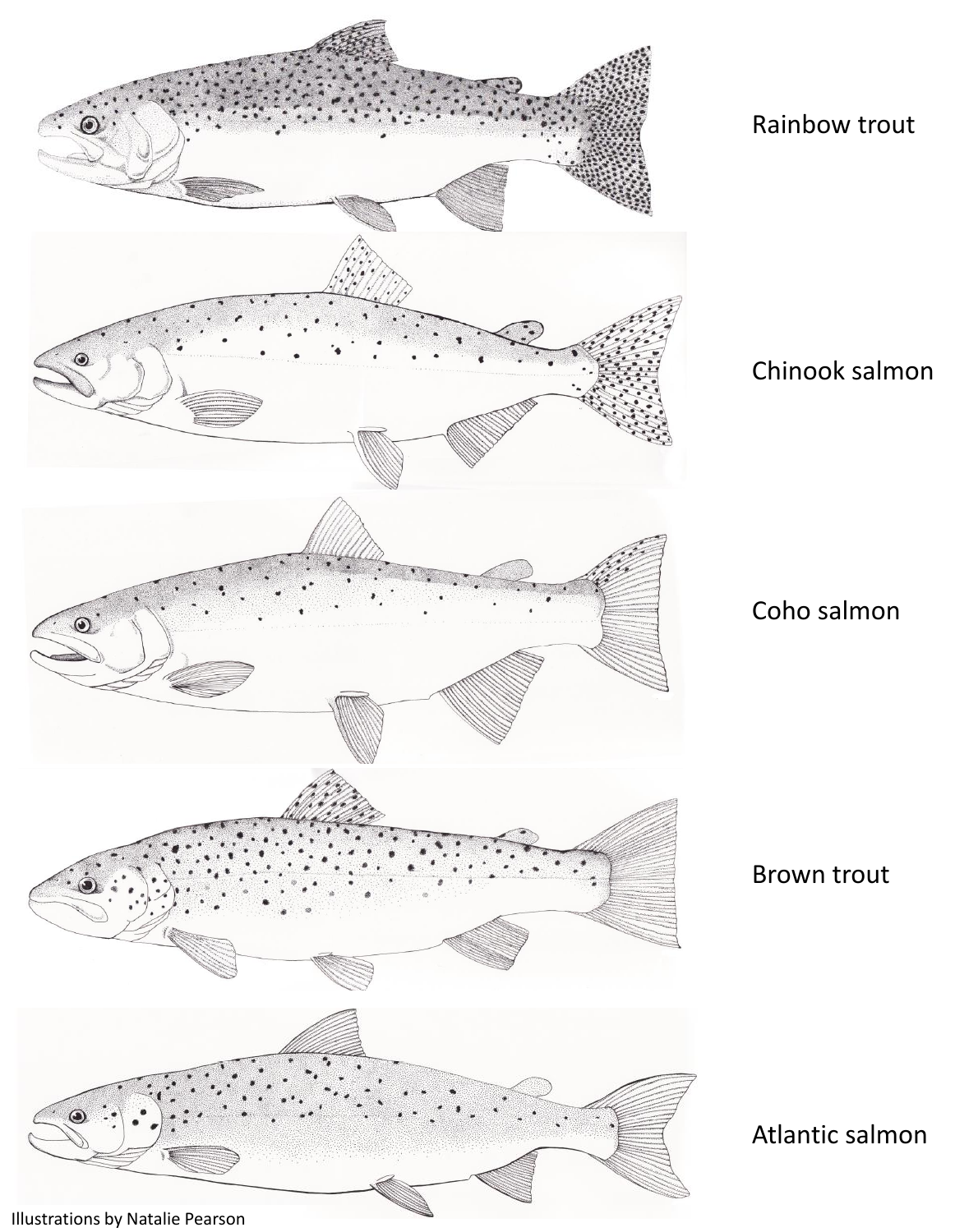Rainbow trout

Chinook salmon

Coho salmon

Brown trout

Atlantic salmon

Illustrations by Natalie Pearson